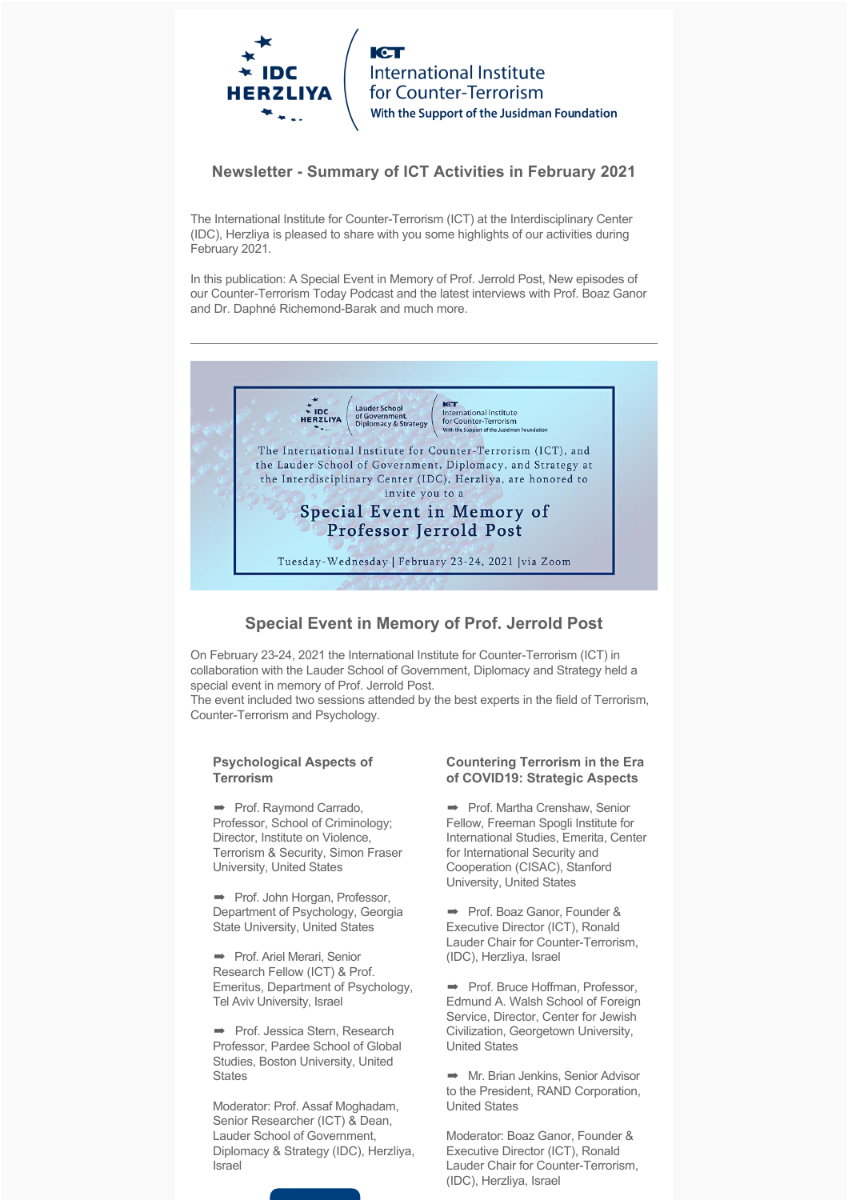IDC HERZLIYA

ICT International Institute for Counter-Terrorism
With the Support of the Jusidman Foundation

## Newsletter - Summary of ICT Activities in February 2021

The International Institute for Counter-Terrorism (ICT) at the Interdisciplinary Center (IDC), Herzliya is pleased to share with you some highlights of our activities during February 2021.

In this publication: A Special Event in Memory of Prof. Jerrold Post, New episodes of our Counter-Terrorism Today Podcast and the latest interviews with Prof. Boaz Ganor and Dr. Daphné Richemond-Barak and much more.

---

IDC HERZLIYA | Lauder School of Government, Diplomacy & Strategy | ICT International Institute for Counter-Terrorism With the Support of the Jusidman Foundation

The International Institute for Counter-Terrorism (ICT), and the Lauder School of Government, Diplomacy, and Strategy at the Interdisciplinary Center (IDC), Herzliya, are honored to invite you to a

**Special Event in Memory of Professor Jerrold Post**

Tuesday-Wednesday | February 23-24, 2021 |via Zoom

## Special Event in Memory of Prof. Jerrold Post

On February 23-24, 2021 the International Institute for Counter-Terrorism (ICT) in collaboration with the Lauder School of Government, Diplomacy and Strategy held a special event in memory of Prof. Jerrold Post.
The event included two sessions attended by the best experts in the field of Terrorism, Counter-Terrorism and Psychology.

### Psychological Aspects of Terrorism

➡ Prof. Raymond Carrado, Professor, School of Criminology; Director, Institute on Violence, Terrorism & Security, Simon Fraser University, United States

➡ Prof. John Horgan, Professor, Department of Psychology, Georgia State University, United States

➡ Prof. Ariel Merari, Senior Research Fellow (ICT) & Prof. Emeritus, Department of Psychology, Tel Aviv University, Israel

➡ Prof. Jessica Stern, Research Professor, Pardee School of Global Studies, Boston University, United States

Moderator: Prof. Assaf Moghadam, Senior Researcher (ICT) & Dean, Lauder School of Government, Diplomacy & Strategy (IDC), Herzliya, Israel

### Countering Terrorism in the Era of COVID19: Strategic Aspects

➡ Prof. Martha Crenshaw, Senior Fellow, Freeman Spogli Institute for International Studies, Emerita, Center for International Security and Cooperation (CISAC), Stanford University, United States

➡ Prof. Boaz Ganor, Founder & Executive Director (ICT), Ronald Lauder Chair for Counter-Terrorism, (IDC), Herzliya, Israel

➡ Prof. Bruce Hoffman, Professor, Edmund A. Walsh School of Foreign Service, Director, Center for Jewish Civilization, Georgetown University, United States

➡ Mr. Brian Jenkins, Senior Advisor to the President, RAND Corporation, United States

Moderator: Boaz Ganor, Founder & Executive Director (ICT), Ronald Lauder Chair for Counter-Terrorism, (IDC), Herzliya, Israel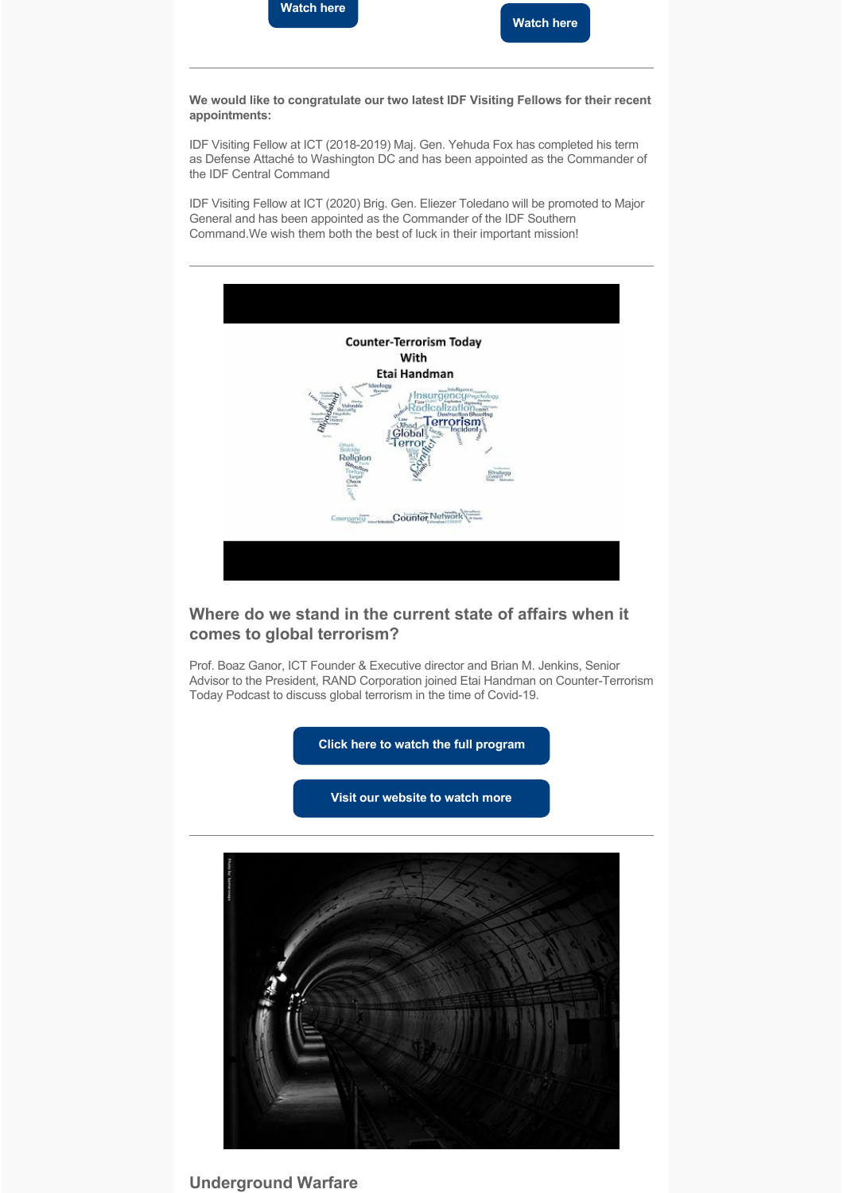Watch here

Watch here

---

**We would like to congratulate our two latest IDF Visiting Fellows for their recent appointments:**

IDF Visiting Fellow at ICT (2018-2019) Maj. Gen. Yehuda Fox has completed his term as Defense Attaché to Washington DC and has been appointed as the Commander of the IDF Central Command

IDF Visiting Fellow at ICT (2020) Brig. Gen. Eliezer Toledano will be promoted to Major General and has been appointed as the Commander of the IDF Southern Command.We wish them both the best of luck in their important mission!

---

### Where do we stand in the current state of affairs when it comes to global terrorism?

Prof. Boaz Ganor, ICT Founder & Executive director and Brian M. Jenkins, Senior Advisor to the President, RAND Corporation joined Etai Handman on Counter-Terrorism Today Podcast to discuss global terrorism in the time of Covid-19.

Click here to watch the full program

Visit our website to watch more

---

### Underground Warfare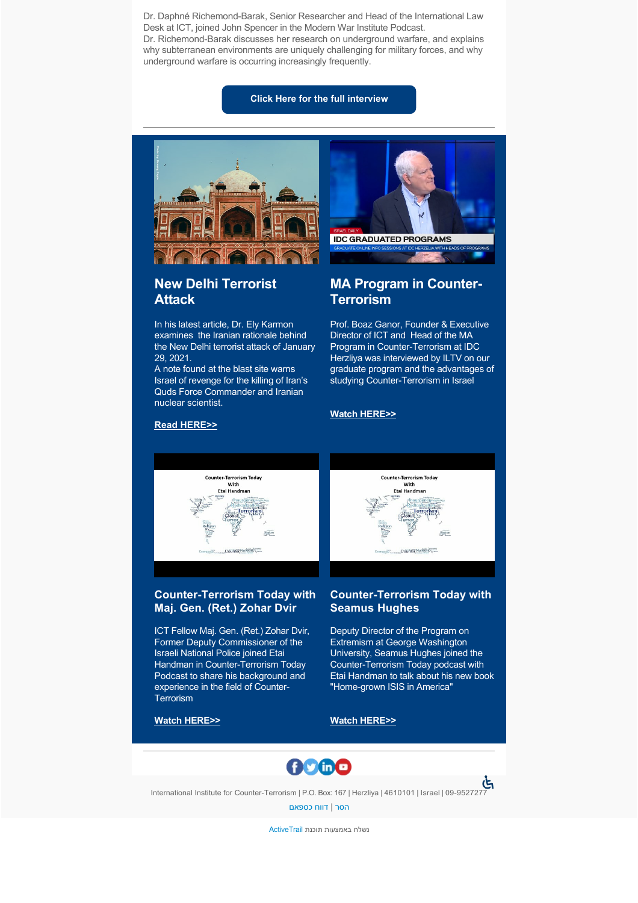Dr. Daphné Richemond-Barak, Senior Researcher and Head of the International Law Desk at ICT, joined John Spencer in the Modern War Institute Podcast.
Dr. Richemond-Barak discusses her research on underground warfare, and explains why subterranean environments are uniquely challenging for military forces, and why underground warfare is occurring increasingly frequently.

**Click Here for the full interview**

---

## New Delhi Terrorist Attack

In his latest article, Dr. Ely Karmon examines the Iranian rationale behind the New Delhi terrorist attack of January 29, 2021.
A note found at the blast site warns Israel of revenge for the killing of Iran's Quds Force Commander and Iranian nuclear scientist.

**Read HERE>>**

## MA Program in Counter-Terrorism

Prof. Boaz Ganor, Founder & Executive Director of ICT and Head of the MA Program in Counter-Terrorism at IDC Herzliya was interviewed by ILTV on our graduate program and the advantages of studying Counter-Terrorism in Israel

**Watch HERE>>**

## Counter-Terrorism Today with Maj. Gen. (Ret.) Zohar Dvir

ICT Fellow Maj. Gen. (Ret.) Zohar Dvir, Former Deputy Commissioner of the Israeli National Police joined Etai Handman in Counter-Terrorism Today Podcast to share his background and experience in the field of Counter-Terrorism

**Watch HERE>>**

## Counter-Terrorism Today with Seamus Hughes

Deputy Director of the Program on Extremism at George Washington University, Seamus Hughes joined the Counter-Terrorism Today podcast with Etai Handman to talk about his new book "Home-grown ISIS in America"

**Watch HERE>>**

---

International Institute for Counter-Terrorism | P.O. Box: 167 | Herzliya | 4610101 | Israel | 09-9527277

הסר | דווח כספאם

נשלח באמצעות תוכנת ActiveTrail